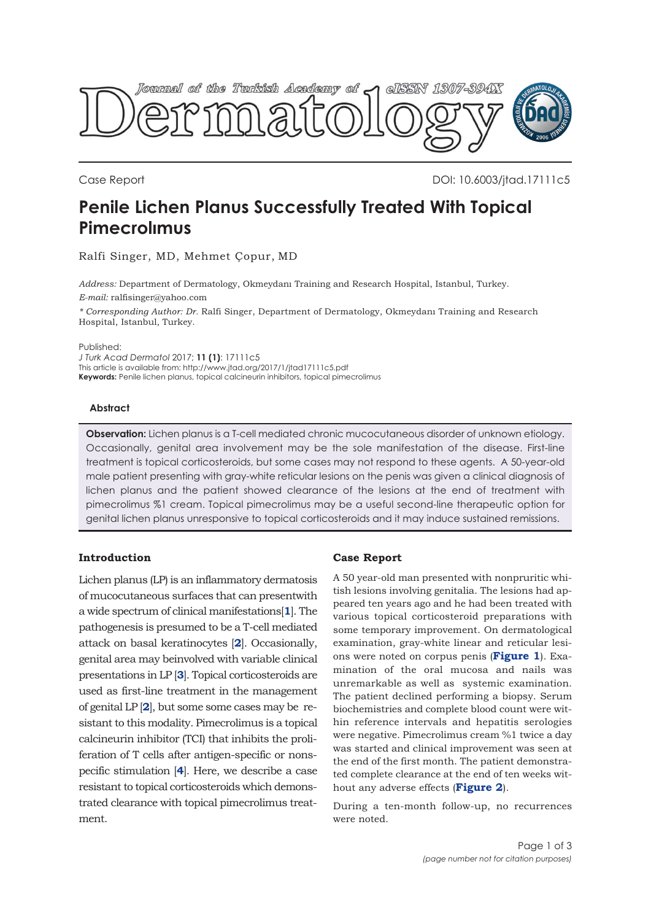Journal of the Turkish Academy of Dermatology eISSN 1307-394X

Case Report

DOI: 10.6003/jtad.17111c5

# Penile Lichen Planus Successfully Treated With Topical Pimecrolımus

Ralfi Singer, MD, Mehmet Çopur, MD

*Address:* Department of Dermatology, Okmeydanı Training and Research Hospital, Istanbul, Turkey.
*E-mail:* ralfisinger@yahoo.com

\* *Corresponding Author: Dr.* Ralfi Singer, Department of Dermatology, Okmeydanı Training and Research Hospital, Istanbul, Turkey.

Published:
*J Turk Acad Dermatol* 2017; **11 (1)**: 17111c5
This article is available from: http://www.jtad.org/2017/1/jtad17111c5.pdf
**Keywords:** Penile lichen planus, topical calcineurin inhibitors, topical pimecrolimus

### Abstract

**Observation:** Lichen planus is a T-cell mediated chronic mucocutaneous disorder of unknown etiology. Occasionally, genital area involvement may be the sole manifestation of the disease. First-line treatment is topical corticosteroids, but some cases may not respond to these agents. A 50-year-old male patient presenting with gray-white reticular lesions on the penis was given a clinical diagnosis of lichen planus and the patient showed clearance of the lesions at the end of treatment with pimecrolimus %1 cream. Topical pimecrolimus may be a useful second-line therapeutic option for genital lichen planus unresponsive to topical corticosteroids and it may induce sustained remissions.

## Introduction

Lichen planus (LP) is an inflammatory dermatosis of mucocutaneous surfaces that can presentwith a wide spectrum of clinical manifestations[**1**]. The pathogenesis is presumed to be a T-cell mediated attack on basal keratinocytes [**2**]. Occasionally, genital area may beinvolved with variable clinical presentations in LP [**3**]. Topical corticosteroids are used as first-line treatment in the management of genital LP [**2**], but some some cases may be resistant to this modality. Pimecrolimus is a topical calcineurin inhibitor (TCI) that inhibits the proliferation of T cells after antigen-specific or nonspecific stimulation [**4**]. Here, we describe a case resistant to topical corticosteroids which demonstrated clearance with topical pimecrolimus treatment.

## Case Report

A 50 year-old man presented with nonpruritic whitish lesions involving genitalia. The lesions had appeared ten years ago and he had been treated with various topical corticosteroid preparations with some temporary improvement. On dermatological examination, gray-white linear and reticular lesions were noted on corpus penis (**Figure 1**). Examination of the oral mucosa and nails was unremarkable as well as systemic examination. The patient declined performing a biopsy. Serum biochemistries and complete blood count were within reference intervals and hepatitis serologies were negative. Pimecrolimus cream %1 twice a day was started and clinical improvement was seen at the end of the first month. The patient demonstrated complete clearance at the end of ten weeks without any adverse effects (**Figure 2**).

During a ten-month follow-up, no recurrences were noted.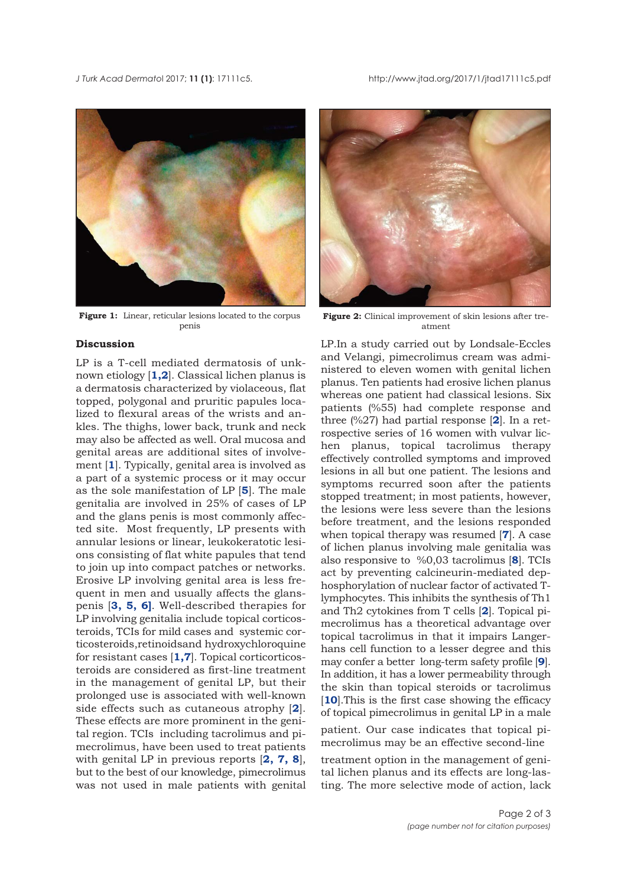**Figure 1:** Linear, reticular lesions located to the corpus penis

**Figure 2:** Clinical improvement of skin lesions after treatment

## Discussion

LP is a T-cell mediated dermatosis of unknown etiology [**1,2**]. Classical lichen planus is a dermatosis characterized by violaceous, flat topped, polygonal and pruritic papules localized to flexural areas of the wrists and ankles. The thighs, lower back, trunk and neck may also be affected as well. Oral mucosa and genital areas are additional sites of involvement [**1**]. Typically, genital area is involved as a part of a systemic process or it may occur as the sole manifestation of LP [**5**]. The male genitalia are involved in 25% of cases of LP and the glans penis is most commonly affected site. Most frequently, LP presents with annular lesions or linear, leukokeratotic lesions consisting of flat white papules that tend to join up into compact patches or networks. Erosive LP involving genital area is less frequent in men and usually affects the glans-penis [**3, 5, 6**]. Well-described therapies for LP involving genitalia include topical corticosteroids, TCIs for mild cases and systemic corticosteroids,retinoidsand hydroxychloroquine for resistant cases [**1,7**]. Topical corticorticosteroids are considered as first-line treatment in the management of genital LP, but their prolonged use is associated with well-known side effects such as cutaneous atrophy [**2**]. These effects are more prominent in the genital region. TCIs including tacrolimus and pimecrolimus, have been used to treat patients with genital LP in previous reports [**2, 7, 8**], but to the best of our knowledge, pimecrolimus was not used in male patients with genital LP.In a study carried out by Londsale-Eccles and Velangi, pimecrolimus cream was administered to eleven women with genital lichen planus. Ten patients had erosive lichen planus whereas one patient had classical lesions. Six patients (%55) had complete response and three (%27) had partial response [**2**]. In a retrospective series of 16 women with vulvar lichen planus, topical tacrolimus therapy effectively controlled symptoms and improved lesions in all but one patient. The lesions and symptoms recurred soon after the patients stopped treatment; in most patients, however, the lesions were less severe than the lesions before treatment, and the lesions responded when topical therapy was resumed [**7**]. A case of lichen planus involving male genitalia was also responsive to %0,03 tacrolimus [**8**]. TCIs act by preventing calcineurin-mediated dephosphorylation of nuclear factor of activated T-lymphocytes. This inhibits the synthesis of Th1 and Th2 cytokines from T cells [**2**]. Topical pimecrolimus has a theoretical advantage over topical tacrolimus in that it impairs Langerhans cell function to a lesser degree and this may confer a better long-term safety profile [**9**]. In addition, it has a lower permeability through the skin than topical steroids or tacrolimus [**10**].This is the first case showing the efficacy of topical pimecrolimus in genital LP in a male patient. Our case indicates that topical pimecrolimus may be an effective second-line treatment option in the management of genital lichen planus and its effects are long-lasting. The more selective mode of action, lack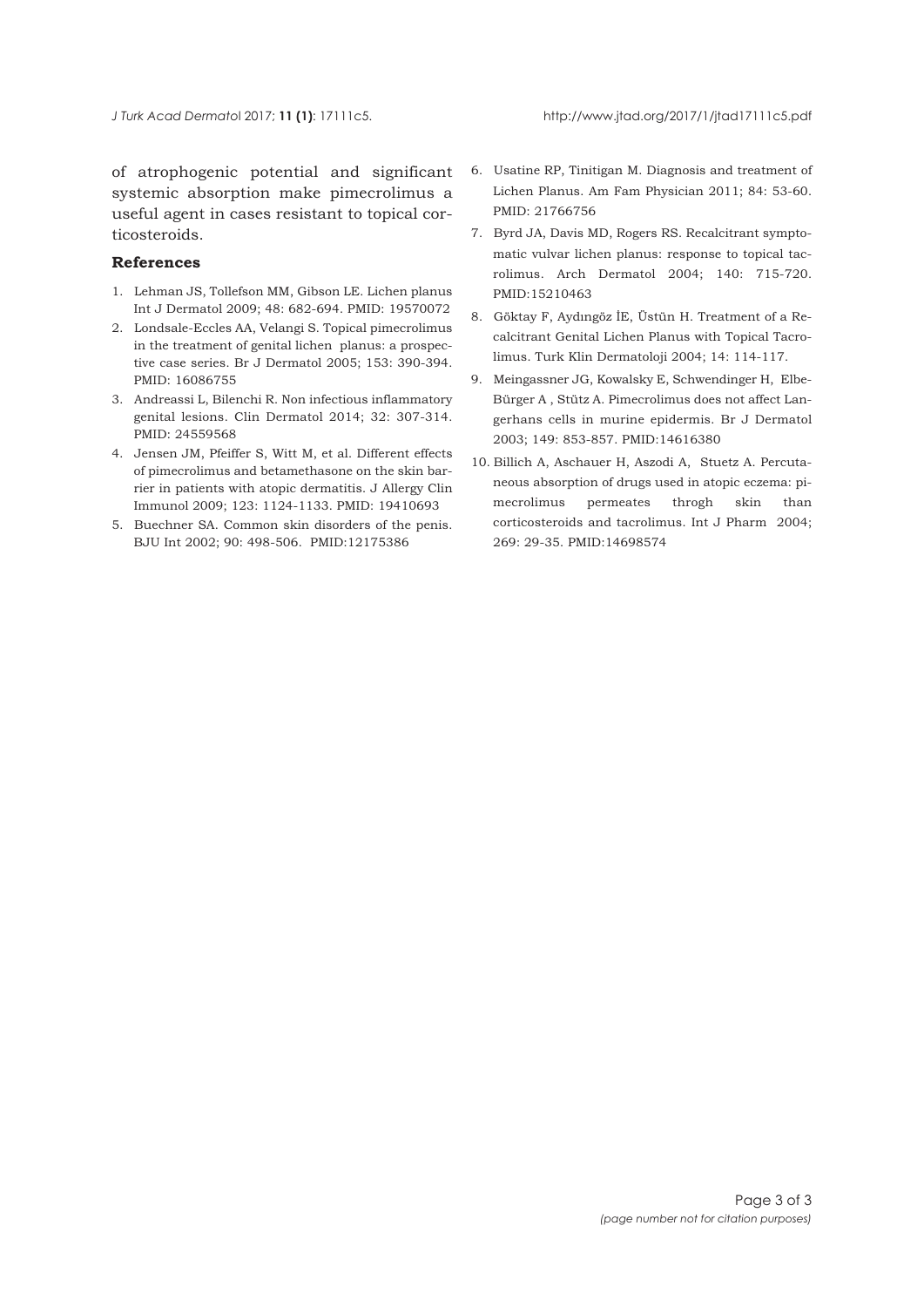of atrophogenic potential and significant systemic absorption make pimecrolimus a useful agent in cases resistant to topical corticosteroids.

## References

1. Lehman JS, Tollefson MM, Gibson LE. Lichen planus Int J Dermatol 2009; 48: 682-694. PMID: 19570072
2. Londsale-Eccles AA, Velangi S. Topical pimecrolimus in the treatment of genital lichen planus: a prospective case series. Br J Dermatol 2005; 153: 390-394. PMID: 16086755
3. Andreassi L, Bilenchi R. Non infectious inflammatory genital lesions. Clin Dermatol 2014; 32: 307-314. PMID: 24559568
4. Jensen JM, Pfeiffer S, Witt M, et al. Different effects of pimecrolimus and betamethasone on the skin barrier in patients with atopic dermatitis. J Allergy Clin Immunol 2009; 123: 1124-1133. PMID: 19410693
5. Buechner SA. Common skin disorders of the penis. BJU Int 2002; 90: 498-506. PMID:12175386
6. Usatine RP, Tinitigan M. Diagnosis and treatment of Lichen Planus. Am Fam Physician 2011; 84: 53-60. PMID: 21766756
7. Byrd JA, Davis MD, Rogers RS. Recalcitrant symptomatic vulvar lichen planus: response to topical tacrolimus. Arch Dermatol 2004; 140: 715-720. PMID:15210463
8. Göktay F, Aydıngöz İE, Üstün H. Treatment of a Recalcitrant Genital Lichen Planus with Topical Tacrolimus. Turk Klin Dermatoloji 2004; 14: 114-117.
9. Meingassner JG, Kowalsky E, Schwendinger H, Elbe-Bürger A , Stütz A. Pimecrolimus does not affect Langerhans cells in murine epidermis. Br J Dermatol 2003; 149: 853-857. PMID:14616380
10. Billich A, Aschauer H, Aszodi A, Stuetz A. Percutaneous absorption of drugs used in atopic eczema: pimecrolimus permeates throgh skin than corticosteroids and tacrolimus. Int J Pharm 2004; 269: 29-35. PMID:14698574